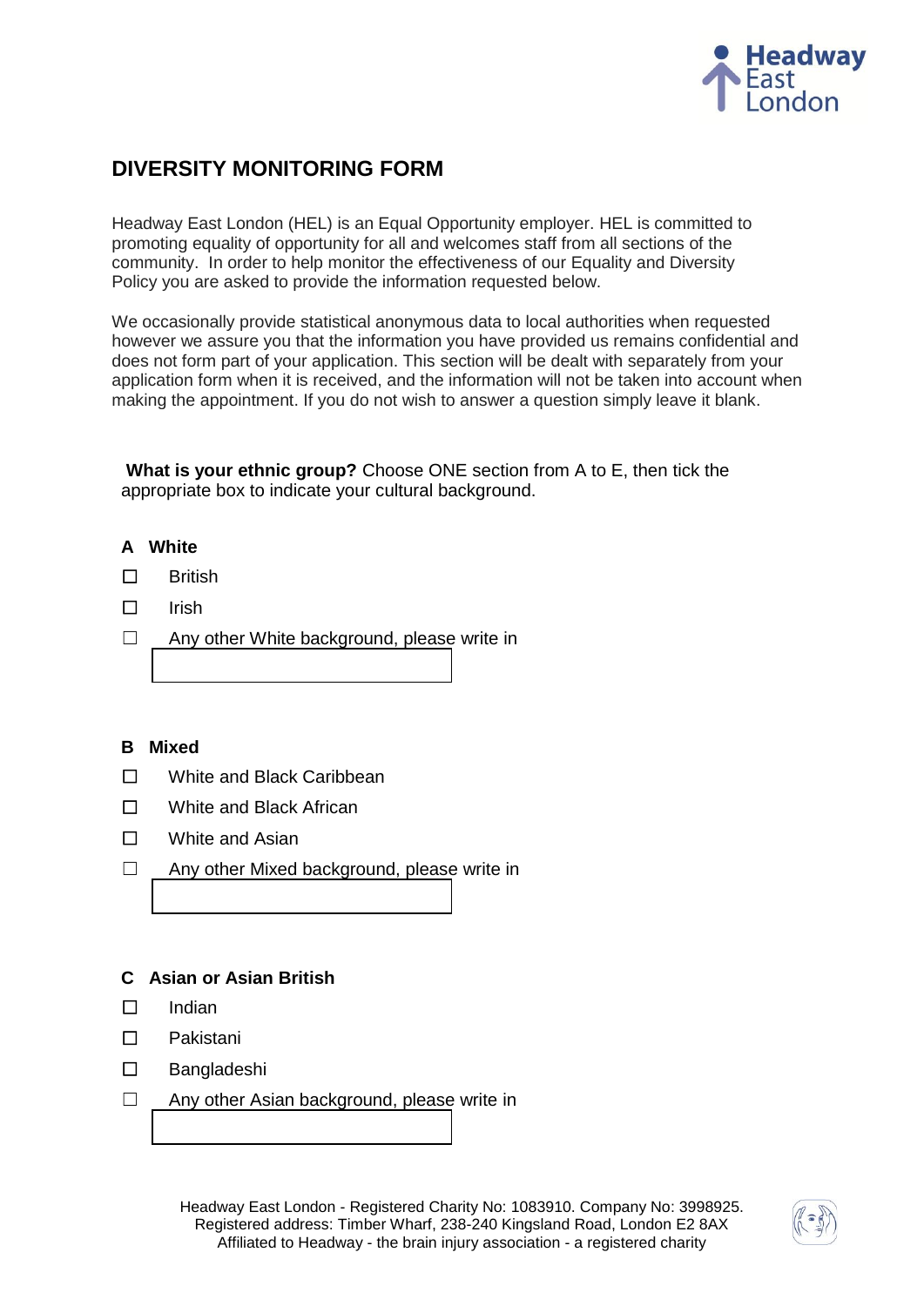# DIVERSITY MONITORING FORM

Headway East London (HEL) is an Equal Opportunity employer. HEL is committed to promoting equality of opportunity for all and welcomes staff from all sections of the community. In order to help monitor the effectiveness of our Equality and Diversity Policy you are asked to provide the information requested below.

We occasionally provide statistical anonymous data to local authorities when requested however we assure you that the information you have provided us remains confidential and does not form part of your application. This section will be dealt with separately from your application form when it is received, and the information will not be taken into account when making the appointment. If you do not wish to answer a question simply leave it blank.

**What is your ethnic group?** Choose ONE section from A to E, then tick the appropriate box to indicate your cultural background.

**A White**

☐ British

☐ Irish

☐ Any other White background, please write in

[ ]

**B Mixed**

☐ White and Black Caribbean

☐ White and Black African

☐ White and Asian

☐ Any other Mixed background, please write in

[ ]

**C Asian or Asian British**

☐ Indian

☐ Pakistani

☐ Bangladeshi

☐ Any other Asian background, please write in

[ ]

Headway East London - Registered Charity No: 1083910. Company No: 3998925.
Registered address: Timber Wharf, 238-240 Kingsland Road, London E2 8AX
Affiliated to Headway - the brain injury association - a registered charity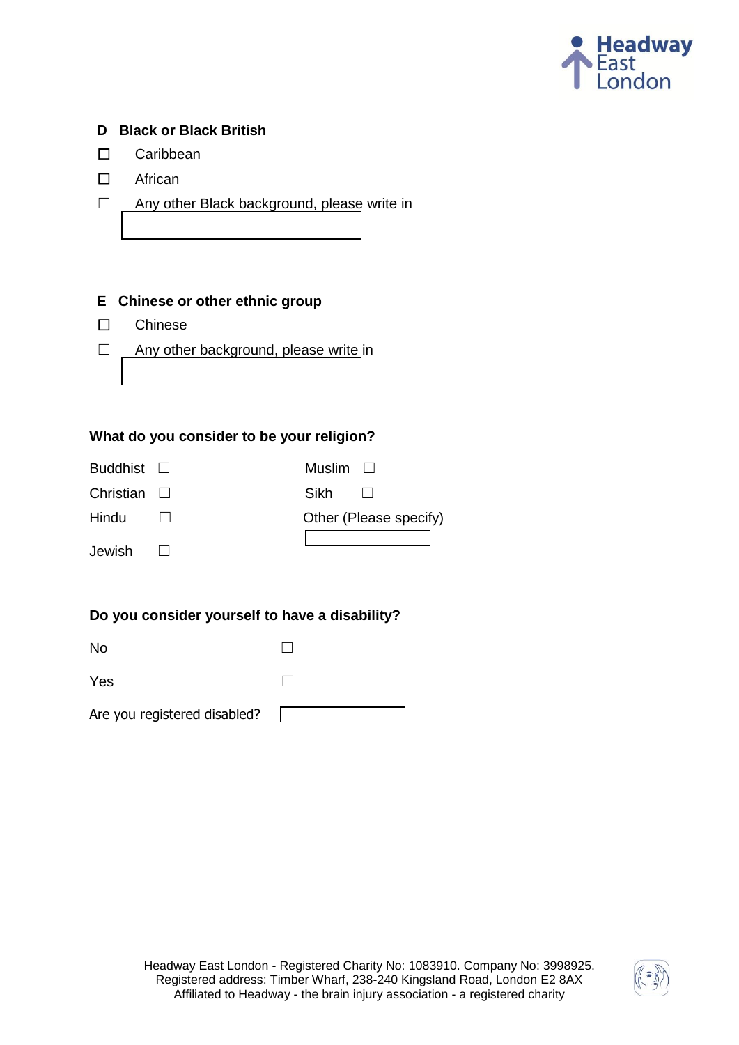**D Black or Black British**

☐ Caribbean

☐ African

☐ Any other Black background, please write in

**E Chinese or other ethnic group**

☐ Chinese

☐ Any other background, please write in

**What do you consider to be your religion?**

Buddhist ☐

Christian ☐

Hindu ☐

Jewish ☐

Muslim ☐

Sikh ☐

Other (Please specify)

**Do you consider yourself to have a disability?**

No ☐

Yes ☐

Are you registered disabled?

Headway East London - Registered Charity No: 1083910. Company No: 3998925.
Registered address: Timber Wharf, 238-240 Kingsland Road, London E2 8AX
Affiliated to Headway - the brain injury association - a registered charity